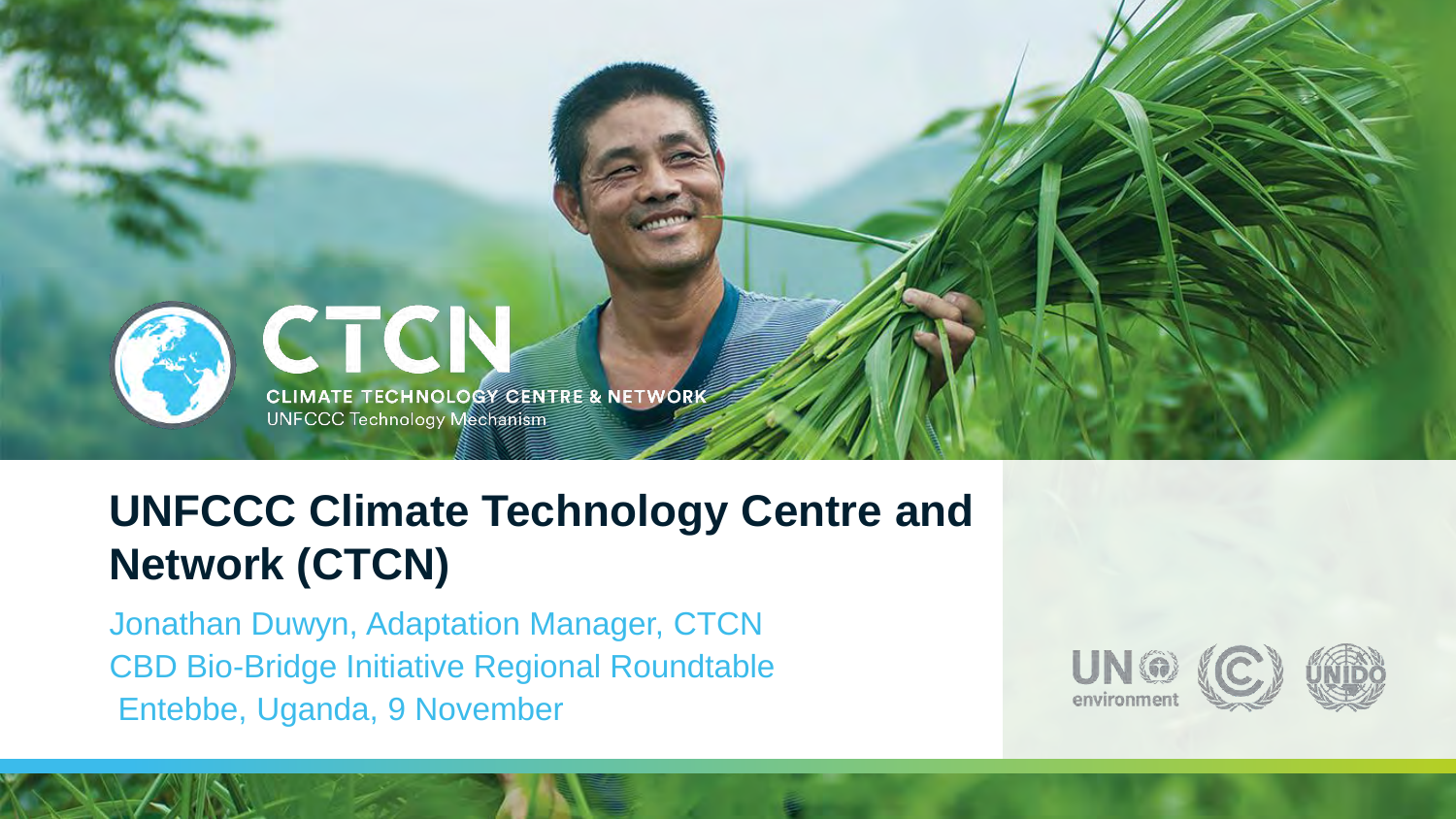CTCN

CLIMATE TECHNOLOGY CENTRE & NETWORK

UNFCCC Technology Mechanism

# UNFCCC Climate Technology Centre and Network (CTCN)

Jonathan Duwyn, Adaptation Manager, CTCN

CBD Bio-Bridge Initiative Regional Roundtable

Entebbe, Uganda, 9 November

UN environment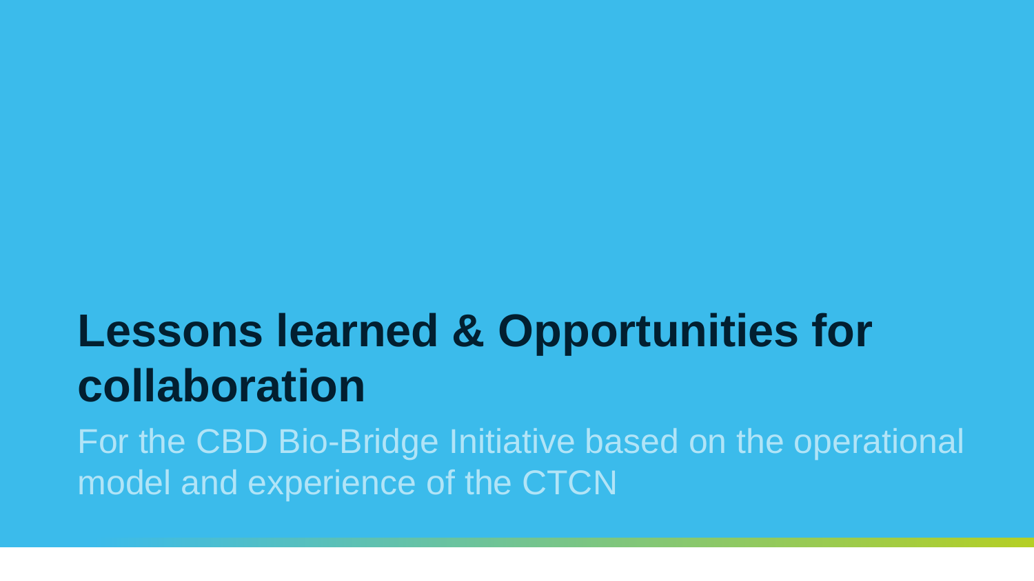# Lessons learned & Opportunities for collaboration

For the CBD Bio-Bridge Initiative based on the operational model and experience of the CTCN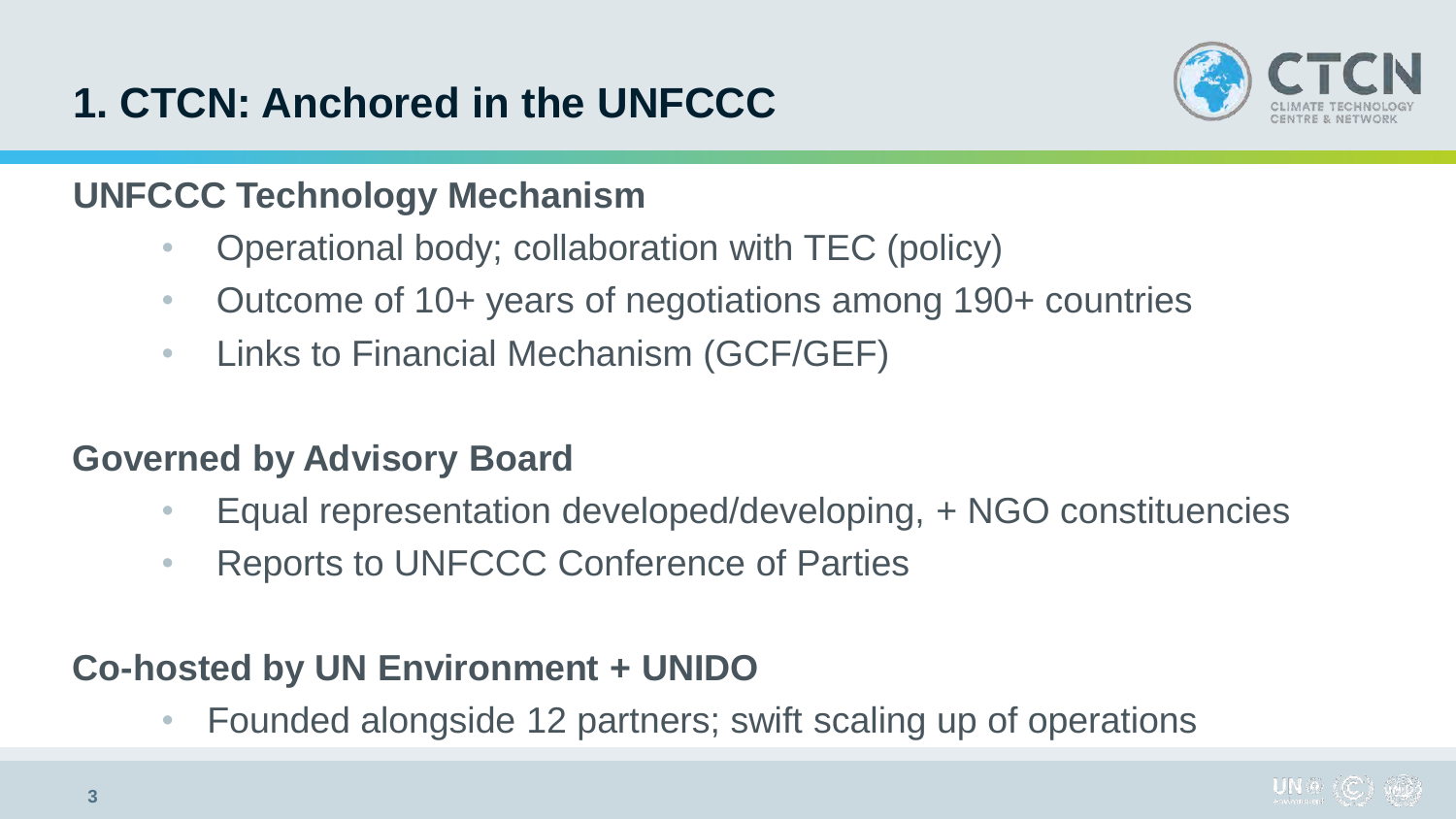# 1. CTCN: Anchored in the UNFCCC

## UNFCCC Technology Mechanism

- Operational body; collaboration with TEC (policy)
- Outcome of 10+ years of negotiations among 190+ countries
- Links to Financial Mechanism (GCF/GEF)

## Governed by Advisory Board

- Equal representation developed/developing, + NGO constituencies
- Reports to UNFCCC Conference of Parties

## Co-hosted by UN Environment + UNIDO

- Founded alongside 12 partners; swift scaling up of operations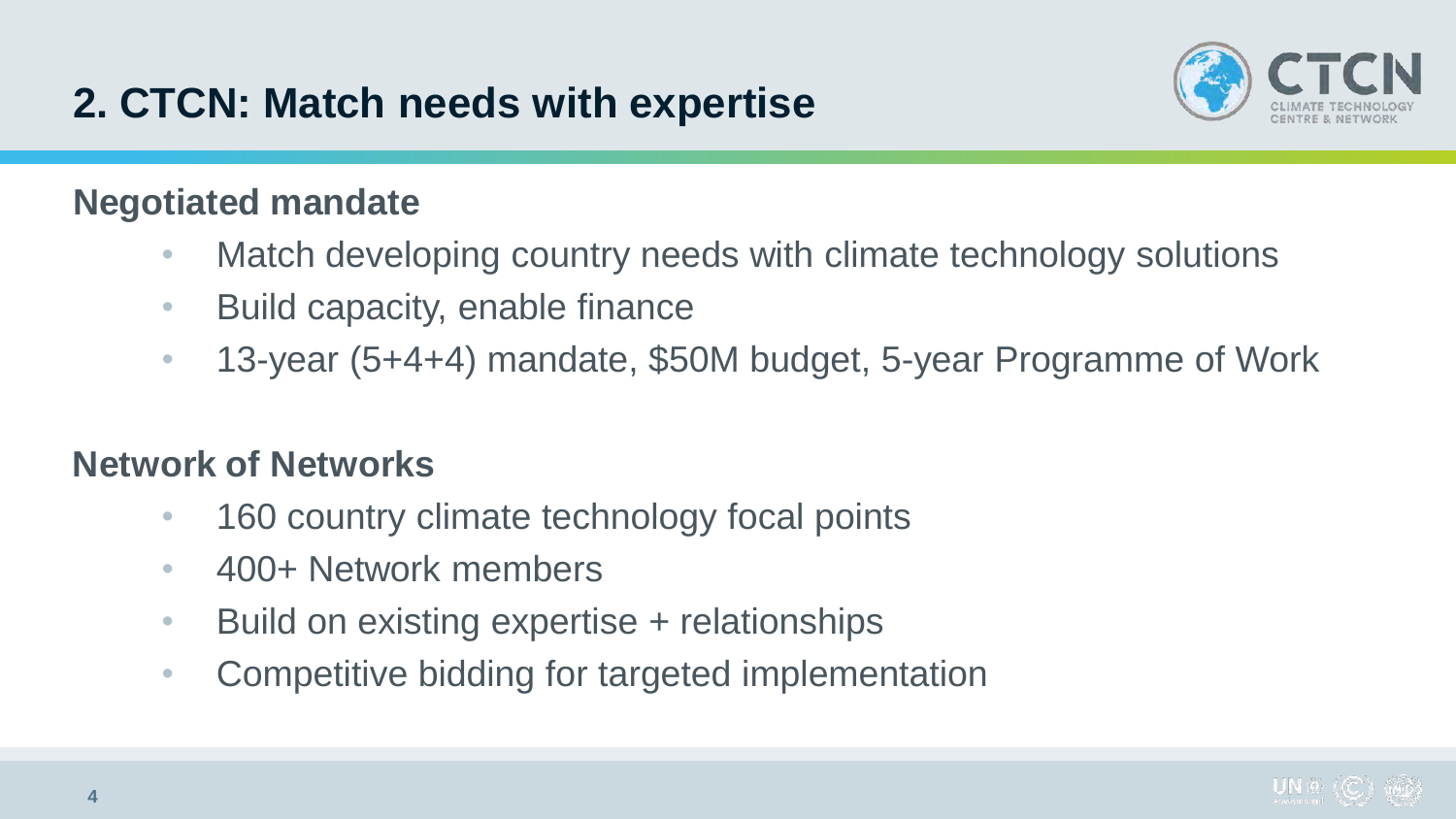## 2. CTCN: Match needs with expertise

### Negotiated mandate

- Match developing country needs with climate technology solutions
- Build capacity, enable finance
- 13-year (5+4+4) mandate, $50M budget, 5-year Programme of Work

### Network of Networks

- 160 country climate technology focal points
- 400+ Network members
- Build on existing expertise + relationships
- Competitive bidding for targeted implementation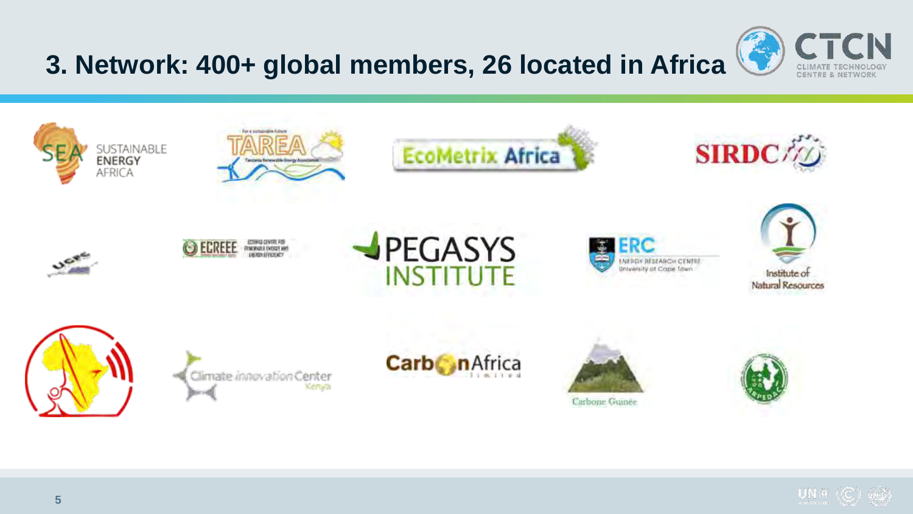# 3. Network: 400+ global members, 26 located in Africa

SUSTAINABLE ENERGY AFRICA

TAREA

EcoMetrix Africa

SIRDC

ECREEE

PEGASYS INSTITUTE

ERC ENERGY RESEARCH CENTRE University of Cape Town

Institute of Natural Resources

Climate innovation Center Kenya

CarbonAfrica Limited

Carbone Guinée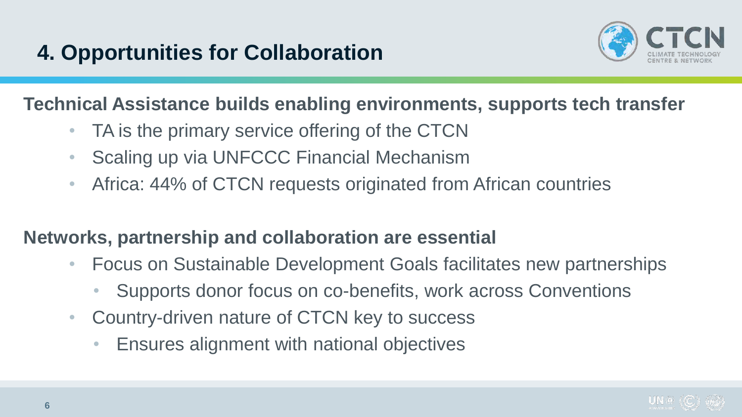# 4. Opportunities for Collaboration

**Technical Assistance builds enabling environments, supports tech transfer**

- TA is the primary service offering of the CTCN
- Scaling up via UNFCCC Financial Mechanism
- Africa: 44% of CTCN requests originated from African countries

**Networks, partnership and collaboration are essential**

- Focus on Sustainable Development Goals facilitates new partnerships
  - Supports donor focus on co-benefits, work across Conventions
- Country-driven nature of CTCN key to success
  - Ensures alignment with national objectives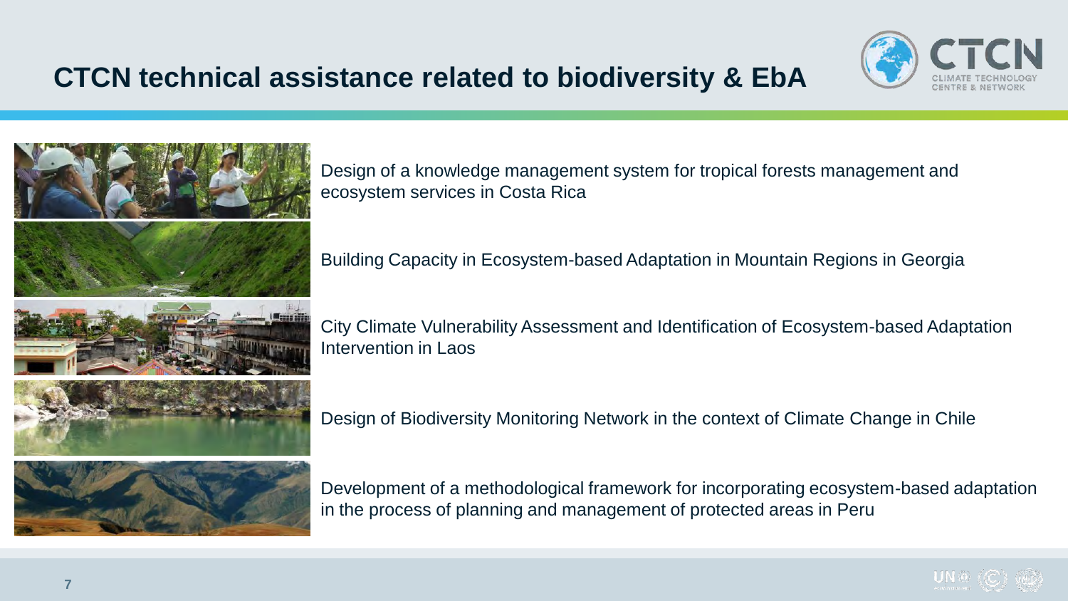# CTCN technical assistance related to biodiversity & EbA

Design of a knowledge management system for tropical forests management and ecosystem services in Costa Rica

Building Capacity in Ecosystem-based Adaptation in Mountain Regions in Georgia

City Climate Vulnerability Assessment and Identification of Ecosystem-based Adaptation Intervention in Laos

Design of Biodiversity Monitoring Network in the context of Climate Change in Chile

Development of a methodological framework for incorporating ecosystem-based adaptation in the process of planning and management of protected areas in Peru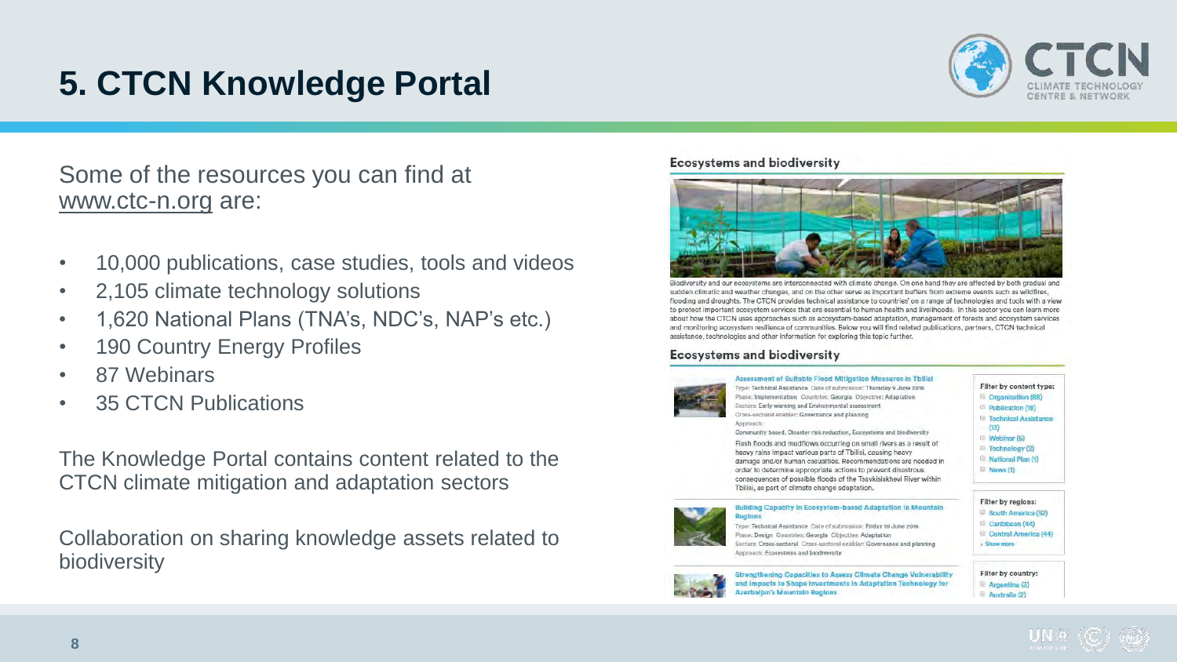# 5. CTCN Knowledge Portal

Some of the resources you can find at www.ctc-n.org are:

- 10,000 publications, case studies, tools and videos
- 2,105 climate technology solutions
- 1,620 National Plans (TNA's, NDC's, NAP's etc.)
- 190 Country Energy Profiles
- 87 Webinars
- 35 CTCN Publications

The Knowledge Portal contains content related to the CTCN climate mitigation and adaptation sectors

Collaboration on sharing knowledge assets related to biodiversity

## Ecosystems and biodiversity

Biodiversity and our ecosystems are interconnected with climate change. On one hand they are affected by both gradual and sudden climatic and weather changes, and on the other serve as important buffers from extreme events such as wildfires, flooding and droughts. The CTCN provides technical assistance to countries' on a range of technologies and tools with a view to protect important ecosystem services that are essential to human health and livelihoods. In this sector you can learn more about how the CTCN uses approaches such as ecosystem-based adaptation, management of forests and ecosystem services and monitoring ecosystem resilience of communities. Below you will find related publications, partners, CTCN technical assistance, technologies and other information for exploring this topic further.

## Ecosystems and biodiversity

**Assessment of Suitable Flood Mitigation Measures in Tbilisi**
Type: Technical Assistance Date of submission: Thursday 9 June 2016
Phase: Implementation Countries: Georgia Objective: Adaptation
Sectors: Early warning and Environmental assessment
Cross-sectoral enabler: Governance and planning
Approach:
Community based, Disaster risk reduction, Ecosystems and biodiversity
Flash floods and mudflows occurring on small rivers as a result of heavy rains impact various parts of Tbilisi, causing heavy damage and/or human casualties. Recommendations are needed in order to determine appropriate actions to prevent disastrous consequences of possible floods of the Tsavkisiskhevi River within Tbilisi, as part of climate change adaptation.

**Building Capacity in Ecosystem-based Adaptation in Mountain Regions**
Type: Technical Assistance Date of submission: Friday 10 June 2016
Phase: Design Countries: Georgia Objective: Adaptation
Sectors: Cross-sectoral Cross-sectoral enabler: Governance and planning
Approach: Ecosystems and biodiversity

**Strengthening Capacities to Assess Climate Change Vulnerability and Impacts to Shape Investments in Adaptation Technology for Azerbaijan's Mountain Regions**

**Filter by content type:**
- Organisation (88)
- Publication (18)
- Technical Assistance (13)
- Webinar (6)
- Technology (2)
- National Plan (1)
- News (1)

**Filter by regions:**
- South America (52)
- Caribbean (44)
- Central America (44)
- Show more

**Filter by country:**
- Argentina (2)
- Australia (2)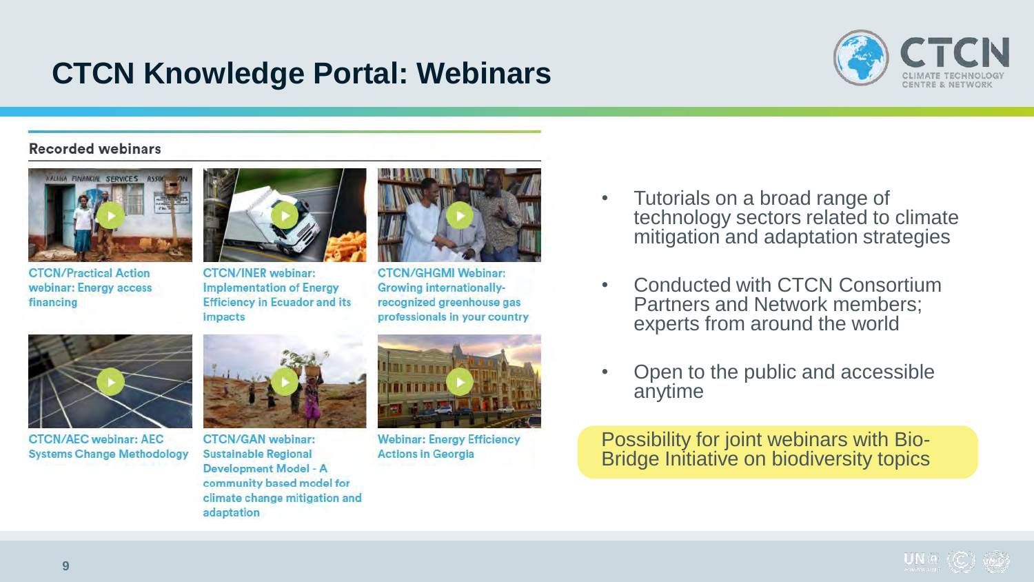# CTCN Knowledge Portal: Webinars

## Recorded webinars

- CTCN/Practical Action webinar: Energy access financing
- CTCN/INER webinar: Implementation of Energy Efficiency in Ecuador and its impacts
- CTCN/GHGMI Webinar: Growing internationally-recognized greenhouse gas professionals in your country
- CTCN/AEC webinar: AEC Systems Change Methodology
- CTCN/GAN webinar: Sustainable Regional Development Model - A community based model for climate change mitigation and adaptation
- Webinar: Energy Efficiency Actions in Georgia

---

- Tutorials on a broad range of technology sectors related to climate mitigation and adaptation strategies
- Conducted with CTCN Consortium Partners and Network members; experts from around the world
- Open to the public and accessible anytime

Possibility for joint webinars with Bio-Bridge Initiative on biodiversity topics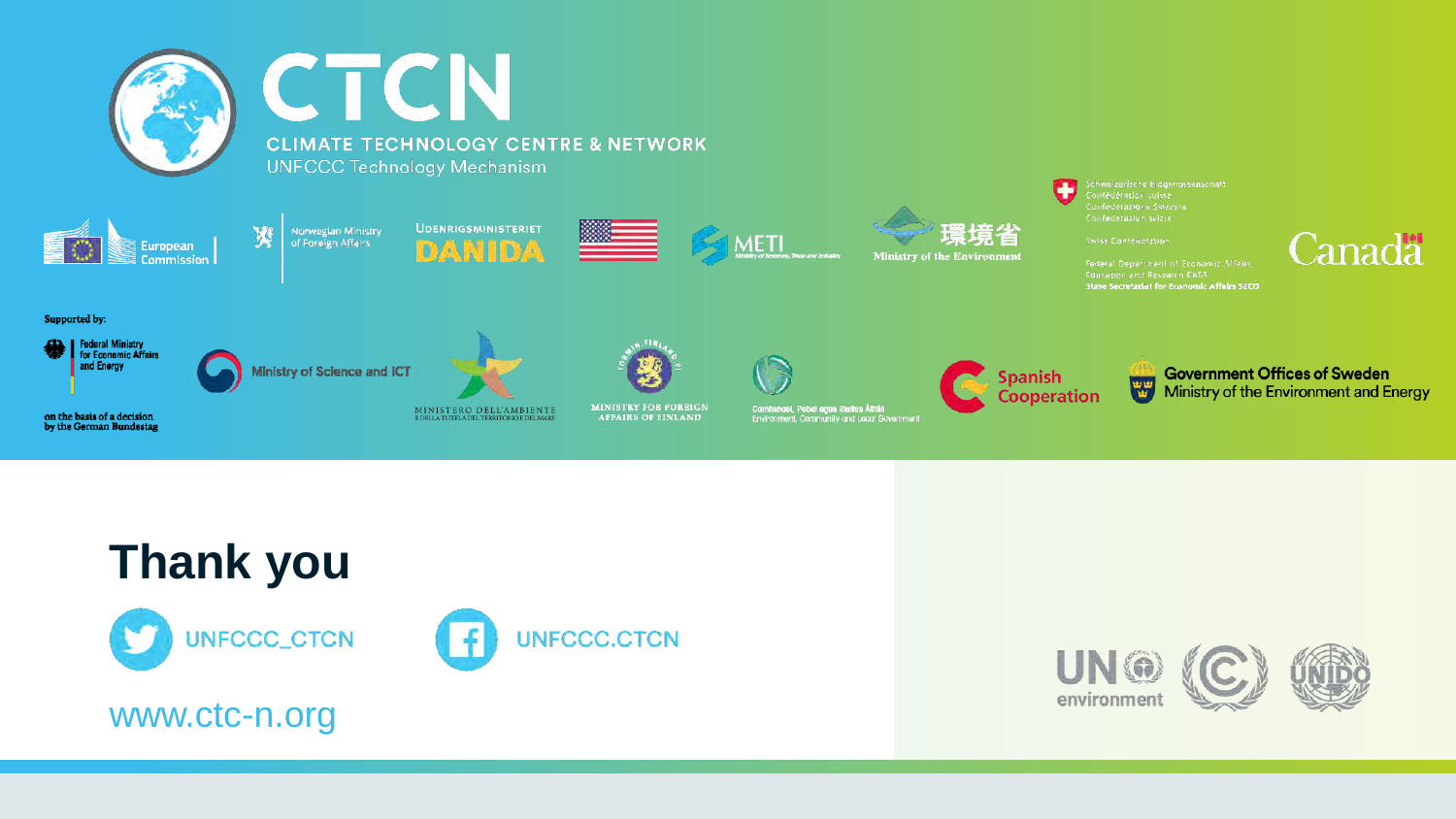# CTCN

CLIMATE TECHNOLOGY CENTRE & NETWORK

UNFCCC Technology Mechanism

European Commission

Norwegian Ministry of Foreign Affairs

UDENRIGSMINISTERIET DANIDA

METI Ministry of Economy, Trade and Industry

環境省 Ministry of the Environment

Schweizerische Eidgenossenschaft
Confédération suisse
Confederazione Svizzera
Confederaziun svizra

Swiss Confederation

Federal Department of Economic Affairs, Education and Research EAER
State Secretariat for Economic Affairs SECO

Canada

Supported by:

Federal Ministry for Economic Affairs and Energy

on the basis of a decision by the German Bundestag

Ministry of Science and ICT

MINISTERO DELL'AMBIENTE E DELLA TUTELA DEL TERRITORIO E DEL MARE

MINISTRY FOR FOREIGN AFFAIRS OF FINLAND

Comhshaol, Pobal agus Rialtas Áitiúil
Environment, Community and Local Government

Spanish Cooperation

Government Offices of Sweden
Ministry of the Environment and Energy

# Thank you

UNFCCC_CTCN

UNFCCC.CTCN

www.ctc-n.org

UN environment